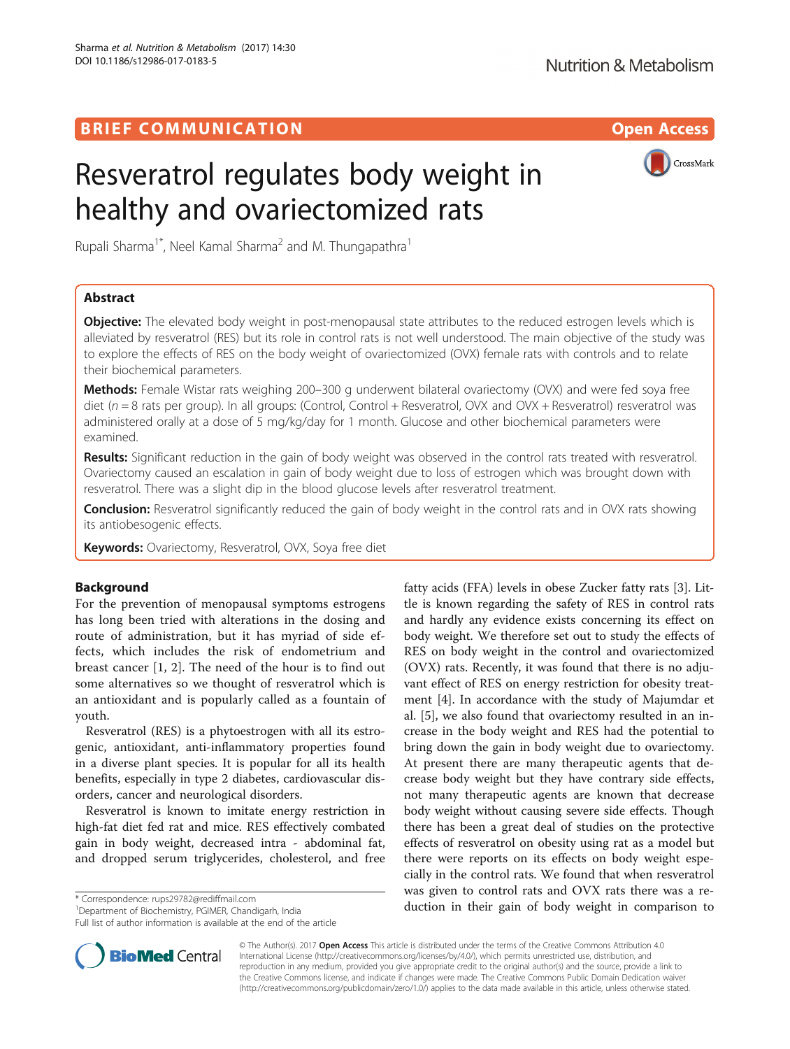BRIEF COMMUNICATION

Open Access

# Resveratrol regulates body weight in healthy and ovariectomized rats

Rupali Sharma[1*], Neel Kamal Sharma[2] and M. Thungapathra[1]

## Abstract

**Objective:** The elevated body weight in post-menopausal state attributes to the reduced estrogen levels which is alleviated by resveratrol (RES) but its role in control rats is not well understood. The main objective of the study was to explore the effects of RES on the body weight of ovariectomized (OVX) female rats with controls and to relate their biochemical parameters.

**Methods:** Female Wistar rats weighing 200–300 g underwent bilateral ovariectomy (OVX) and were fed soya free diet ($n = 8$ rats per group). In all groups: (Control, Control + Resveratrol, OVX and OVX + Resveratrol) resveratrol was administered orally at a dose of 5 mg/kg/day for 1 month. Glucose and other biochemical parameters were examined.

**Results:** Significant reduction in the gain of body weight was observed in the control rats treated with resveratrol. Ovariectomy caused an escalation in gain of body weight due to loss of estrogen which was brought down with resveratrol. There was a slight dip in the blood glucose levels after resveratrol treatment.

**Conclusion:** Resveratrol significantly reduced the gain of body weight in the control rats and in OVX rats showing its antiobesogenic effects.

**Keywords:** Ovariectomy, Resveratrol, OVX, Soya free diet

## Background

For the prevention of menopausal symptoms estrogens has long been tried with alterations in the dosing and route of administration, but it has myriad of side effects, which includes the risk of endometrium and breast cancer [1, 2]. The need of the hour is to find out some alternatives so we thought of resveratrol which is an antioxidant and is popularly called as a fountain of youth.

Resveratrol (RES) is a phytoestrogen with all its estrogenic, antioxidant, anti-inflammatory properties found in a diverse plant species. It is popular for all its health benefits, especially in type 2 diabetes, cardiovascular disorders, cancer and neurological disorders.

Resveratrol is known to imitate energy restriction in high-fat diet fed rat and mice. RES effectively combated gain in body weight, decreased intra - abdominal fat, and dropped serum triglycerides, cholesterol, and free fatty acids (FFA) levels in obese Zucker fatty rats [3]. Little is known regarding the safety of RES in control rats and hardly any evidence exists concerning its effect on body weight. We therefore set out to study the effects of RES on body weight in the control and ovariectomized (OVX) rats. Recently, it was found that there is no adjuvant effect of RES on energy restriction for obesity treatment [4]. In accordance with the study of Majumdar et al. [5], we also found that ovariectomy resulted in an increase in the body weight and RES had the potential to bring down the gain in body weight due to ovariectomy. At present there are many therapeutic agents that decrease body weight but they have contrary side effects, not many therapeutic agents are known that decrease body weight without causing severe side effects. Though there has been a great deal of studies on the protective effects of resveratrol on obesity using rat as a model but there were reports on its effects on body weight especially in the control rats. We found that when resveratrol was given to control rats and OVX rats there was a reduction in their gain of body weight in comparison to

\* Correspondence: rups29782@rediffmail.com
[1]Department of Biochemistry, PGIMER, Chandigarh, India
Full list of author information is available at the end of the article

© The Author(s). 2017 **Open Access** This article is distributed under the terms of the Creative Commons Attribution 4.0 International License (http://creativecommons.org/licenses/by/4.0/), which permits unrestricted use, distribution, and reproduction in any medium, provided you give appropriate credit to the original author(s) and the source, provide a link to the Creative Commons license, and indicate if changes were made. The Creative Commons Public Domain Dedication waiver (http://creativecommons.org/publicdomain/zero/1.0/) applies to the data made available in this article, unless otherwise stated.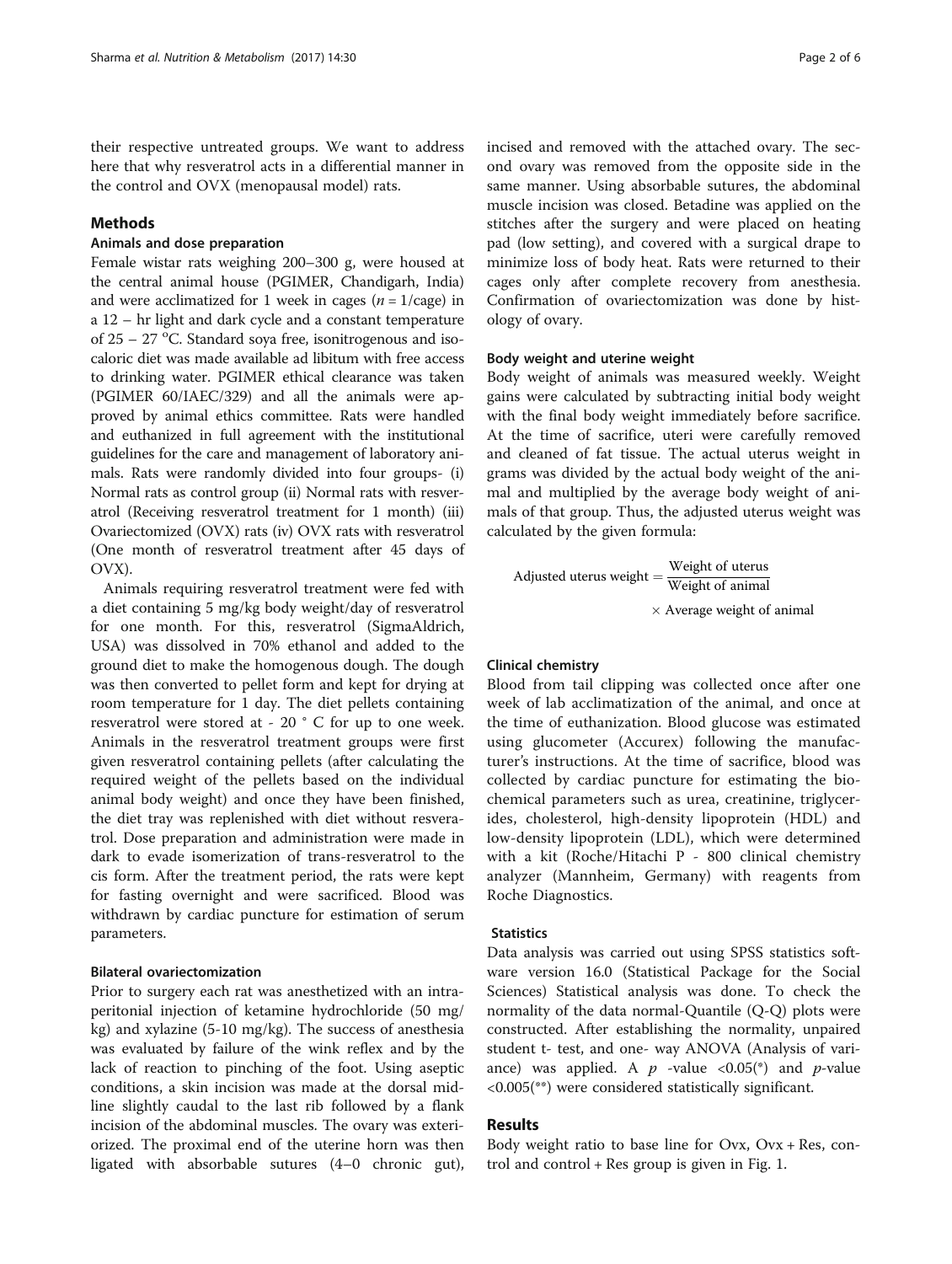their respective untreated groups. We want to address here that why resveratrol acts in a differential manner in the control and OVX (menopausal model) rats.

## Methods

### Animals and dose preparation

Female wistar rats weighing 200–300 g, were housed at the central animal house (PGIMER, Chandigarh, India) and were acclimatized for 1 week in cages ($n = 1$/cage) in a 12 – hr light and dark cycle and a constant temperature of 25 – 27 °C. Standard soya free, isonitrogenous and isocaloric diet was made available ad libitum with free access to drinking water. PGIMER ethical clearance was taken (PGIMER 60/IAEC/329) and all the animals were approved by animal ethics committee. Rats were handled and euthanized in full agreement with the institutional guidelines for the care and management of laboratory animals. Rats were randomly divided into four groups- (i) Normal rats as control group (ii) Normal rats with resveratrol (Receiving resveratrol treatment for 1 month) (iii) Ovariectomized (OVX) rats (iv) OVX rats with resveratrol (One month of resveratrol treatment after 45 days of OVX).

Animals requiring resveratrol treatment were fed with a diet containing 5 mg/kg body weight/day of resveratrol for one month. For this, resveratrol (SigmaAldrich, USA) was dissolved in 70% ethanol and added to the ground diet to make the homogenous dough. The dough was then converted to pellet form and kept for drying at room temperature for 1 day. The diet pellets containing resveratrol were stored at - 20 ° C for up to one week. Animals in the resveratrol treatment groups were first given resveratrol containing pellets (after calculating the required weight of the pellets based on the individual animal body weight) and once they have been finished, the diet tray was replenished with diet without resveratrol. Dose preparation and administration were made in dark to evade isomerization of trans-resveratrol to the cis form. After the treatment period, the rats were kept for fasting overnight and were sacrificed. Blood was withdrawn by cardiac puncture for estimation of serum parameters.

### Bilateral ovariectomization

Prior to surgery each rat was anesthetized with an intraperitonial injection of ketamine hydrochloride (50 mg/kg) and xylazine (5-10 mg/kg). The success of anesthesia was evaluated by failure of the wink reflex and by the lack of reaction to pinching of the foot. Using aseptic conditions, a skin incision was made at the dorsal midline slightly caudal to the last rib followed by a flank incision of the abdominal muscles. The ovary was exteriorized. The proximal end of the uterine horn was then ligated with absorbable sutures (4–0 chronic gut), incised and removed with the attached ovary. The second ovary was removed from the opposite side in the same manner. Using absorbable sutures, the abdominal muscle incision was closed. Betadine was applied on the stitches after the surgery and were placed on heating pad (low setting), and covered with a surgical drape to minimize loss of body heat. Rats were returned to their cages only after complete recovery from anesthesia. Confirmation of ovariectomization was done by histology of ovary.

### Body weight and uterine weight

Body weight of animals was measured weekly. Weight gains were calculated by subtracting initial body weight with the final body weight immediately before sacrifice. At the time of sacrifice, uteri were carefully removed and cleaned of fat tissue. The actual uterus weight in grams was divided by the actual body weight of the animal and multiplied by the average body weight of animals of that group. Thus, the adjusted uterus weight was calculated by the given formula:

$$\text{Adjusted uterus weight} = \frac{\text{Weight of uterus}}{\text{Weight of animal}} \times \text{Average weight of animal}$$

### Clinical chemistry

Blood from tail clipping was collected once after one week of lab acclimatization of the animal, and once at the time of euthanization. Blood glucose was estimated using glucometer (Accurex) following the manufacturer's instructions. At the time of sacrifice, blood was collected by cardiac puncture for estimating the biochemical parameters such as urea, creatinine, triglycerides, cholesterol, high-density lipoprotein (HDL) and low-density lipoprotein (LDL), which were determined with a kit (Roche/Hitachi P - 800 clinical chemistry analyzer (Mannheim, Germany) with reagents from Roche Diagnostics.

### Statistics

Data analysis was carried out using SPSS statistics software version 16.0 (Statistical Package for the Social Sciences) Statistical analysis was done. To check the normality of the data normal-Quantile (Q-Q) plots were constructed. After establishing the normality, unpaired student t- test, and one- way ANOVA (Analysis of variance) was applied. A $p$ -value <0.05(*) and $p$-value <0.005(**) were considered statistically significant.

## Results

Body weight ratio to base line for Ovx, Ovx + Res, control and control + Res group is given in Fig. 1.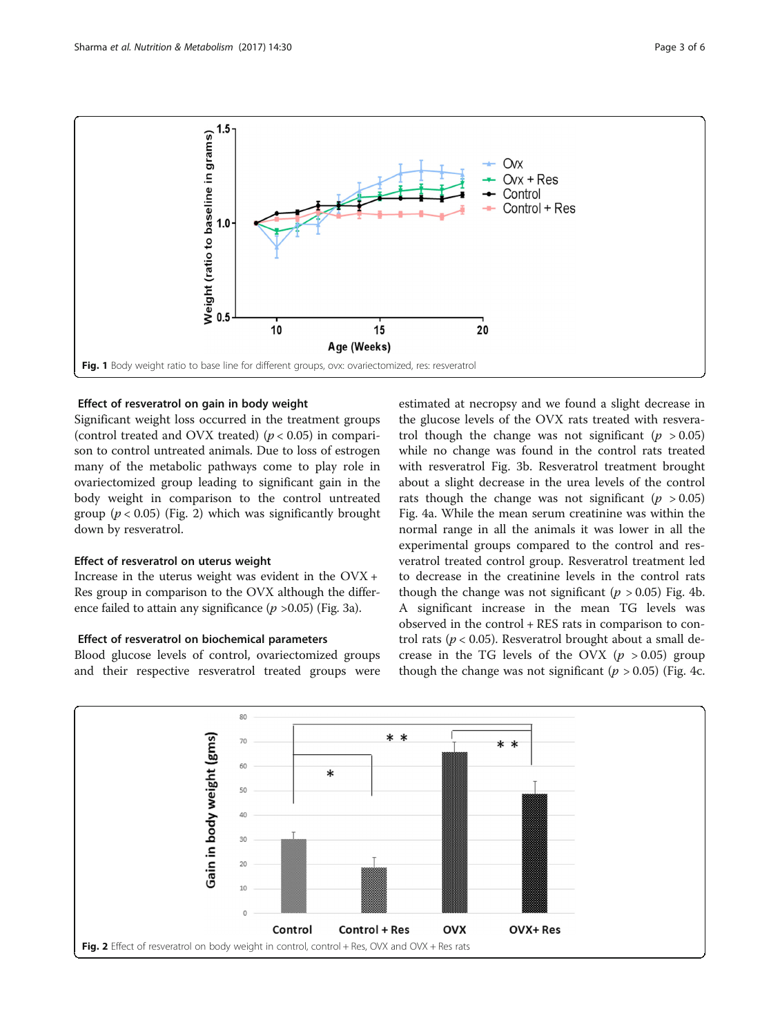Fig. 1 Body weight ratio to base line for different groups, ovx: ovariectomized, res: resveratrol

### Effect of resveratrol on gain in body weight

Significant weight loss occurred in the treatment groups (control treated and OVX treated) ($p < 0.05$) in comparison to control untreated animals. Due to loss of estrogen many of the metabolic pathways come to play role in ovariectomized group leading to significant gain in the body weight in comparison to the control untreated group ($p < 0.05$) (Fig. 2) which was significantly brought down by resveratrol.

### Effect of resveratrol on uterus weight

Increase in the uterus weight was evident in the OVX + Res group in comparison to the OVX although the difference failed to attain any significance ($p > 0.05$) (Fig. 3a).

### Effect of resveratrol on biochemical parameters

Blood glucose levels of control, ovariectomized groups and their respective resveratrol treated groups were estimated at necropsy and we found a slight decrease in the glucose levels of the OVX rats treated with resveratrol though the change was not significant ($p > 0.05$) while no change was found in the control rats treated with resveratrol Fig. 3b. Resveratrol treatment brought about a slight decrease in the urea levels of the control rats though the change was not significant ($p > 0.05$) Fig. 4a. While the mean serum creatinine was within the normal range in all the animals it was lower in all the experimental groups compared to the control and resveratrol treated control group. Resveratrol treatment led to decrease in the creatinine levels in the control rats though the change was not significant ($p > 0.05$) Fig. 4b. A significant increase in the mean TG levels was observed in the control + RES rats in comparison to control rats ($p < 0.05$). Resveratrol brought about a small decrease in the TG levels of the OVX ($p > 0.05$) group though the change was not significant ($p > 0.05$) (Fig. 4c.

Fig. 2 Effect of resveratrol on body weight in control, control + Res, OVX and OVX + Res rats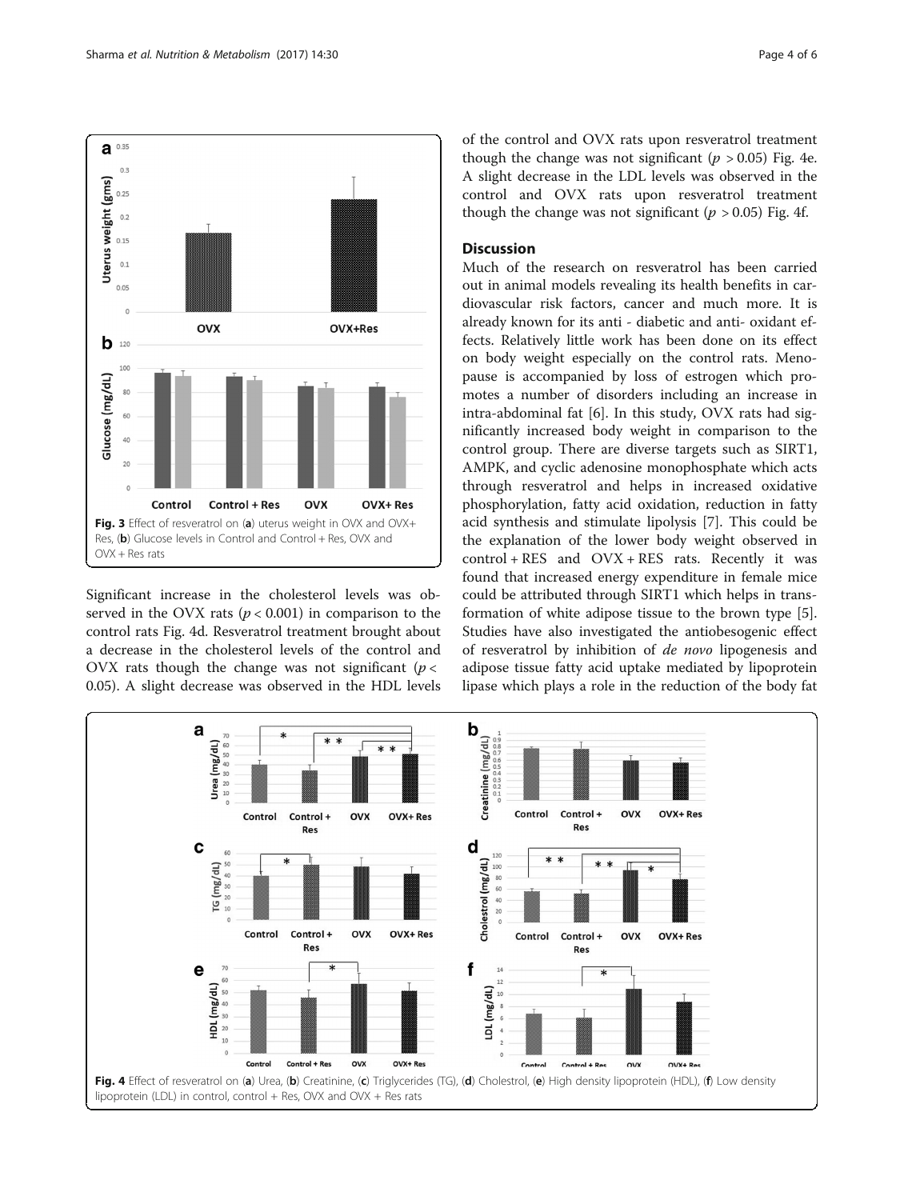Fig. 3 Effect of resveratrol on (**a**) uterus weight in OVX and OVX+ Res, (**b**) Glucose levels in Control and Control + Res, OVX and OVX + Res rats

Significant increase in the cholesterol levels was observed in the OVX rats ($p < 0.001$) in comparison to the control rats Fig. 4d. Resveratrol treatment brought about a decrease in the cholesterol levels of the control and OVX rats though the change was not significant ($p < 0.05$). A slight decrease was observed in the HDL levels of the control and OVX rats upon resveratrol treatment though the change was not significant ($p > 0.05$) Fig. 4e. A slight decrease in the LDL levels was observed in the control and OVX rats upon resveratrol treatment though the change was not significant ($p > 0.05$) Fig. 4f.

## Discussion

Much of the research on resveratrol has been carried out in animal models revealing its health benefits in cardiovascular risk factors, cancer and much more. It is already known for its anti - diabetic and anti- oxidant effects. Relatively little work has been done on its effect on body weight especially on the control rats. Menopause is accompanied by loss of estrogen which promotes a number of disorders including an increase in intra-abdominal fat [6]. In this study, OVX rats had significantly increased body weight in comparison to the control group. There are diverse targets such as SIRT1, AMPK, and cyclic adenosine monophosphate which acts through resveratrol and helps in increased oxidative phosphorylation, fatty acid oxidation, reduction in fatty acid synthesis and stimulate lipolysis [7]. This could be the explanation of the lower body weight observed in control + RES and OVX + RES rats. Recently it was found that increased energy expenditure in female mice could be attributed through SIRT1 which helps in transformation of white adipose tissue to the brown type [5]. Studies have also investigated the antiobesogenic effect of resveratrol by inhibition of *de novo* lipogenesis and adipose tissue fatty acid uptake mediated by lipoprotein lipase which plays a role in the reduction of the body fat

Fig. 4 Effect of resveratrol on (**a**) Urea, (**b**) Creatinine, (**c**) Triglycerides (TG), (**d**) Cholestrol, (**e**) High density lipoprotein (HDL), (**f**) Low density lipoprotein (LDL) in control, control + Res, OVX and OVX + Res rats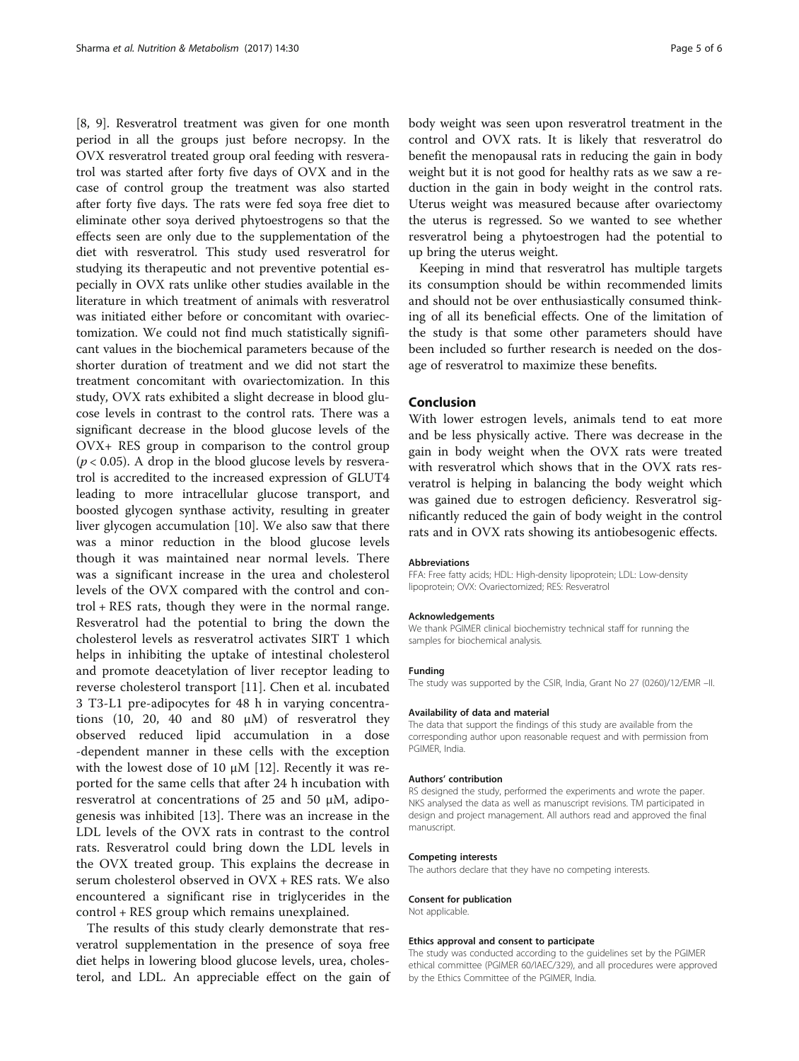[8, 9]. Resveratrol treatment was given for one month period in all the groups just before necropsy. In the OVX resveratrol treated group oral feeding with resveratrol was started after forty five days of OVX and in the case of control group the treatment was also started after forty five days. The rats were fed soya free diet to eliminate other soya derived phytoestrogens so that the effects seen are only due to the supplementation of the diet with resveratrol. This study used resveratrol for studying its therapeutic and not preventive potential especially in OVX rats unlike other studies available in the literature in which treatment of animals with resveratrol was initiated either before or concomitant with ovariectomization. We could not find much statistically significant values in the biochemical parameters because of the shorter duration of treatment and we did not start the treatment concomitant with ovariectomization. In this study, OVX rats exhibited a slight decrease in blood glucose levels in contrast to the control rats. There was a significant decrease in the blood glucose levels of the OVX+ RES group in comparison to the control group ($p < 0.05$). A drop in the blood glucose levels by resveratrol is accredited to the increased expression of GLUT4 leading to more intracellular glucose transport, and boosted glycogen synthase activity, resulting in greater liver glycogen accumulation [10]. We also saw that there was a minor reduction in the blood glucose levels though it was maintained near normal levels. There was a significant increase in the urea and cholesterol levels of the OVX compared with the control and control + RES rats, though they were in the normal range. Resveratrol had the potential to bring the down the cholesterol levels as resveratrol activates SIRT 1 which helps in inhibiting the uptake of intestinal cholesterol and promote deacetylation of liver receptor leading to reverse cholesterol transport [11]. Chen et al. incubated 3 T3-L1 pre-adipocytes for 48 h in varying concentrations (10, 20, 40 and 80 μM) of resveratrol they observed reduced lipid accumulation in a dose -dependent manner in these cells with the exception with the lowest dose of 10 μM [12]. Recently it was reported for the same cells that after 24 h incubation with resveratrol at concentrations of 25 and 50 μM, adipogenesis was inhibited [13]. There was an increase in the LDL levels of the OVX rats in contrast to the control rats. Resveratrol could bring down the LDL levels in the OVX treated group. This explains the decrease in serum cholesterol observed in OVX + RES rats. We also encountered a significant rise in triglycerides in the control + RES group which remains unexplained.

The results of this study clearly demonstrate that resveratrol supplementation in the presence of soya free diet helps in lowering blood glucose levels, urea, cholesterol, and LDL. An appreciable effect on the gain of body weight was seen upon resveratrol treatment in the control and OVX rats. It is likely that resveratrol do benefit the menopausal rats in reducing the gain in body weight but it is not good for healthy rats as we saw a reduction in the gain in body weight in the control rats. Uterus weight was measured because after ovariectomy the uterus is regressed. So we wanted to see whether resveratrol being a phytoestrogen had the potential to up bring the uterus weight.

Keeping in mind that resveratrol has multiple targets its consumption should be within recommended limits and should not be over enthusiastically consumed thinking of all its beneficial effects. One of the limitation of the study is that some other parameters should have been included so further research is needed on the dosage of resveratrol to maximize these benefits.

## Conclusion

With lower estrogen levels, animals tend to eat more and be less physically active. There was decrease in the gain in body weight when the OVX rats were treated with resveratrol which shows that in the OVX rats resveratrol is helping in balancing the body weight which was gained due to estrogen deficiency. Resveratrol significantly reduced the gain of body weight in the control rats and in OVX rats showing its antiobesogenic effects.

#### Abbreviations

FFA: Free fatty acids; HDL: High-density lipoprotein; LDL: Low-density lipoprotein; OVX: Ovariectomized; RES: Resveratrol

#### Acknowledgements

We thank PGIMER clinical biochemistry technical staff for running the samples for biochemical analysis.

#### Funding

The study was supported by the CSIR, India, Grant No 27 (0260)/12/EMR –II.

#### Availability of data and material

The data that support the findings of this study are available from the corresponding author upon reasonable request and with permission from PGIMER, India.

#### Authors' contribution

RS designed the study, performed the experiments and wrote the paper. NKS analysed the data as well as manuscript revisions. TM participated in design and project management. All authors read and approved the final manuscript.

#### Competing interests

The authors declare that they have no competing interests.

#### Consent for publication

Not applicable.

#### Ethics approval and consent to participate

The study was conducted according to the guidelines set by the PGIMER ethical committee (PGIMER 60/IAEC/329), and all procedures were approved by the Ethics Committee of the PGIMER, India.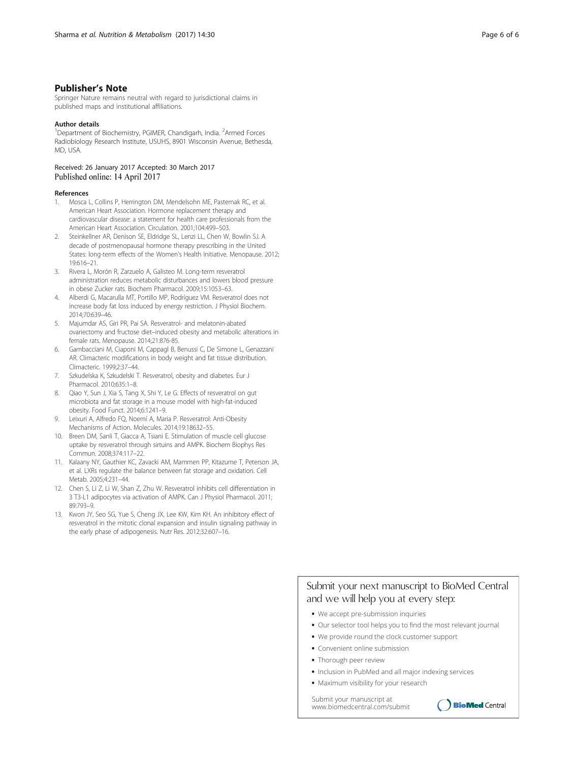## Publisher's Note

Springer Nature remains neutral with regard to jurisdictional claims in published maps and institutional affiliations.

### Author details

[1]Department of Biochemistry, PGIMER, Chandigarh, India. [2]Armed Forces Radiobiology Research Institute, USUHS, 8901 Wisconsin Avenue, Bethesda, MD, USA.

Received: 26 January 2017 Accepted: 30 March 2017
Published online: 14 April 2017

### References

1. Mosca L, Collins P, Herrington DM, Mendelsohn ME, Pasternak RC, et al. American Heart Association. Hormone replacement therapy and cardiovascular disease: a statement for health care professionals from the American Heart Association. Circulation. 2001;104:499–503.
2. Steinkellner AR, Denison SE, Eldridge SL, Lenzi LL, Chen W, Bowlin SJ. A decade of postmenopausal hormone therapy prescribing in the United States: long-term effects of the Women's Health Initiative. Menopause. 2012; 19:616–21.
3. Rivera L, Morón R, Zarzuelo A, Galisteo M. Long-term resveratrol administration reduces metabolic disturbances and lowers blood pressure in obese Zucker rats. Biochem Pharmacol. 2009;15:1053–63.
4. Alberdi G, Macarulla MT, Portillo MP, Rodríguez VM. Resveratrol does not increase body fat loss induced by energy restriction. J Physiol Biochem. 2014;70:639–46.
5. Majumdar AS, Giri PR, Pai SA. Resveratrol- and melatonin-abated ovariectomy and fructose diet–induced obesity and metabolic alterations in female rats. Menopause. 2014;21:876-85.
6. Gambacciani M, Ciaponi M, Cappagl B, Benussi C, De Simone L, Genazzani AR. Climacteric modifications in body weight and fat tissue distribution. Climacteric. 1999;2:37–44.
7. Szkudelska K, Szkudelski T. Resveratrol, obesity and diabetes. Eur J Pharmacol. 2010;635:1–8.
8. Qiao Y, Sun J, Xia S, Tang X, Shi Y, Le G. Effects of resveratrol on gut microbiota and fat storage in a mouse model with high-fat-induced obesity. Food Funct. 2014;6:1241–9.
9. Leixuri A, Alfredo FQ, Noemí A, Maria P. Resveratrol: Anti-Obesity Mechanisms of Action. Molecules. 2014;19:18632–55.
10. Breen DM, Sanli T, Giacca A, Tsiani E. Stimulation of muscle cell glucose uptake by resveratrol through sirtuins and AMPK. Biochem Biophys Res Commun. 2008;374:117–22.
11. Kalaany NY, Gauthier KC, Zavacki AM, Mammen PP, Kitazume T, Peterson JA, et al. LXRs regulate the balance between fat storage and oxidation. Cell Metab. 2005;4:231–44.
12. Chen S, Li Z, Li W, Shan Z, Zhu W. Resveratrol inhibits cell differentiation in 3 T3-L1 adipocytes via activation of AMPK. Can J Physiol Pharmacol. 2011; 89:793–9.
13. Kwon JY, Seo SG, Yue S, Cheng JX, Lee KW, Kim KH. An inhibitory effect of resveratrol in the mitotic clonal expansion and insulin signaling pathway in the early phase of adipogenesis. Nutr Res. 2012;32:607–16.

Submit your next manuscript to BioMed Central and we will help you at every step:

- We accept pre-submission inquiries
- Our selector tool helps you to find the most relevant journal
- We provide round the clock customer support
- Convenient online submission
- Thorough peer review
- Inclusion in PubMed and all major indexing services
- Maximum visibility for your research

Submit your manuscript at
www.biomedcentral.com/submit

BioMed Central